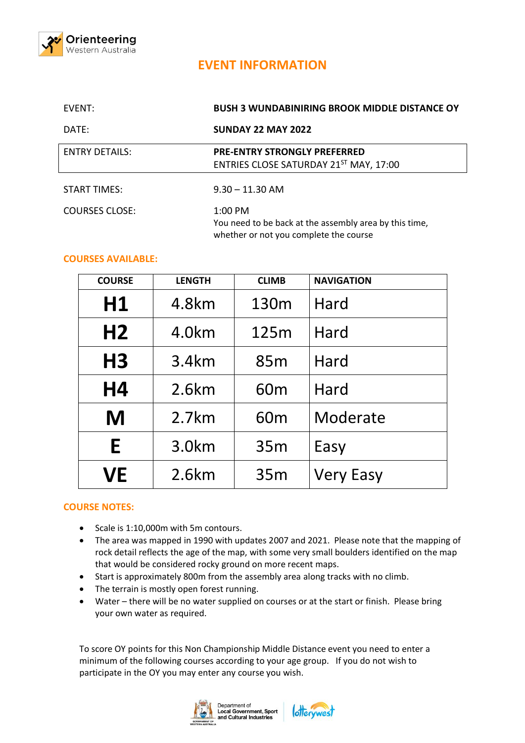Orienteering Western Australia

# EVENT INFORMATION

| | |
|---|---|
| EVENT: | **BUSH 3 WUNDABINIRING BROOK MIDDLE DISTANCE OY** |
| DATE: | **SUNDAY 22 MAY 2022** |
| ENTRY DETAILS: | **PRE-ENTRY STRONGLY PREFERRED**<br>ENTRIES CLOSE SATURDAY 21ST MAY, 17:00 |
| START TIMES: | 9.30 – 11.30 AM |
| COURSES CLOSE: | 1:00 PM<br>You need to be back at the assembly area by this time, whether or not you complete the course |

## COURSES AVAILABLE:

| COURSE | LENGTH | CLIMB | NAVIGATION |
|---|---|---|---|
| **H1** | 4.8km | 130m | Hard |
| **H2** | 4.0km | 125m | Hard |
| **H3** | 3.4km | 85m | Hard |
| **H4** | 2.6km | 60m | Hard |
| **M** | 2.7km | 60m | Moderate |
| **E** | 3.0km | 35m | Easy |
| **VE** | 2.6km | 35m | Very Easy |

## COURSE NOTES:

- Scale is 1:10,000m with 5m contours.
- The area was mapped in 1990 with updates 2007 and 2021. Please note that the mapping of rock detail reflects the age of the map, with some very small boulders identified on the map that would be considered rocky ground on more recent maps.
- Start is approximately 800m from the assembly area along tracks with no climb.
- The terrain is mostly open forest running.
- Water – there will be no water supplied on courses or at the start or finish. Please bring your own water as required.

To score OY points for this Non Championship Middle Distance event you need to enter a minimum of the following courses according to your age group. If you do not wish to participate in the OY you may enter any course you wish.

Department of Local Government, Sport and Cultural Industries

lotterywest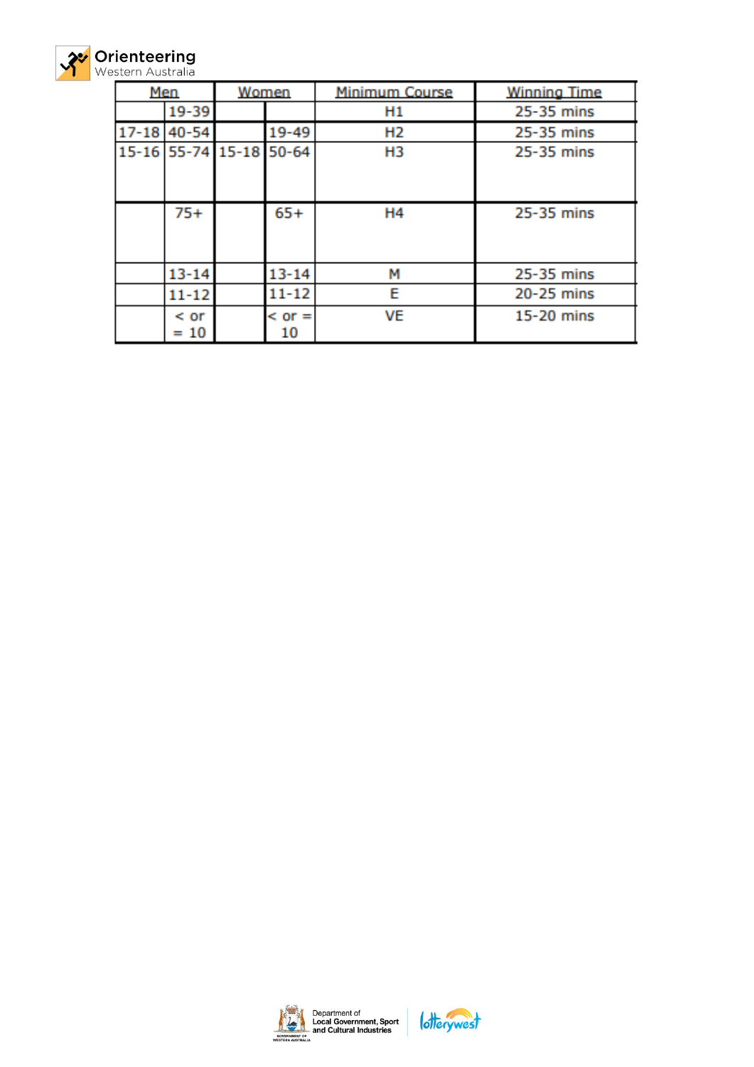| Men | | Women | | Minimum Course | Winning Time |
|---|---|---|---|---|---|
| | 19-39 | | | H1 | 25-35 mins |
| 17-18 | 40-54 | | 19-49 | H2 | 25-35 mins |
| 15-16 | 55-74 | 15-18 | 50-64 | H3 | 25-35 mins |
| | 75+ | | 65+ | H4 | 25-35 mins |
| | 13-14 | | 13-14 | M | 25-35 mins |
| | 11-12 | | 11-12 | E | 20-25 mins |
| | < or = 10 | | < or = 10 | VE | 15-20 mins |